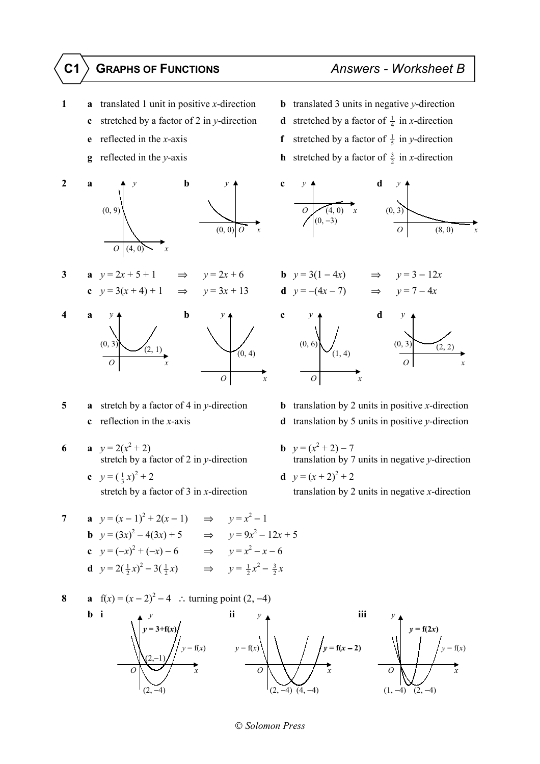# C1 GRAPHS OF FUNCTIONS — *Answers - Worksheet B*

**1** **a** translated 1 unit in positive $x$-direction
**b** translated 3 units in negative $y$-direction
**c** stretched by a factor of 2 in $y$-direction
**d** stretched by a factor of $\frac{1}{4}$ in $x$-direction
**e** reflected in the $x$-axis
**f** stretched by a factor of $\frac{1}{5}$ in $y$-direction
**g** reflected in the $y$-axis
**h** stretched by a factor of $\frac{3}{2}$ in $x$-direction

**2** **a** (0, 9), (4, 0) **b** (0, 0) **c** (4, 0), (0, −3) **d** (0, 3), (8, 0)

**3** **a** $y = 2x + 5 + 1 \quad \Rightarrow \quad y = 2x + 6$
**b** $y = 3(1 - 4x) \quad \Rightarrow \quad y = 3 - 12x$
**c** $y = 3(x + 4) + 1 \quad \Rightarrow \quad y = 3x + 13$
**d** $y = -(4x - 7) \quad \Rightarrow \quad y = 7 - 4x$

**4** **a** (0, 3), (2, 1) **b** (0, 4) **c** (0, 6), (1, 4) **d** (0, 3), (2, 2)

**5** **a** stretch by a factor of 4 in $y$-direction
**b** translation by 2 units in positive $x$-direction
**c** reflection in the $x$-axis
**d** translation by 5 units in positive $y$-direction

**6** **a** $y = 2(x^2 + 2)$
stretch by a factor of 2 in $y$-direction
**b** $y = (x^2 + 2) - 7$
translation by 7 units in negative $y$-direction
**c** $y = (\frac{1}{3}x)^2 + 2$
stretch by a factor of 3 in $x$-direction
**d** $y = (x + 2)^2 + 2$
translation by 2 units in negative $x$-direction

**7** **a** $y = (x - 1)^2 + 2(x - 1) \quad \Rightarrow \quad y = x^2 - 1$
**b** $y = (3x)^2 - 4(3x) + 5 \quad \Rightarrow \quad y = 9x^2 - 12x + 5$
**c** $y = (-x)^2 + (-x) - 6 \quad \Rightarrow \quad y = x^2 - x - 6$
**d** $y = 2(\frac{1}{2}x)^2 - 3(\frac{1}{2}x) \quad \Rightarrow \quad y = \frac{1}{2}x^2 - \frac{3}{2}x$

**8** **a** $f(x) = (x - 2)^2 - 4 \quad \therefore$ turning point (2, −4)
**b** **i** $y = 3 + f(x)$, $y = f(x)$; (2, −1), (2, −4)
**ii** $y = f(x)$, $y = f(x - 2)$; (2, −4), (4, −4)
**iii** $y = f(2x)$, $y = f(x)$; (1, −4), (2, −4)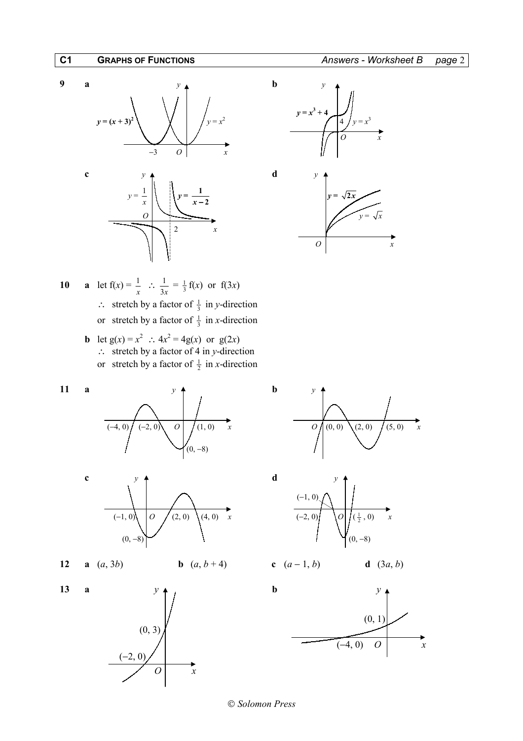**C1 GRAPHS OF FUNCTIONS** *Answers - Worksheet B*

**9** **a**

$y = (x+3)^2$ $y = x^2$ $-3$ $O$ $x$ $y$

**b**

$y = x^3 + 4$ $4$ $y = x^3$ $O$ $x$ $y$

**c**

$y = \frac{1}{x}$ $y = \frac{1}{x-2}$ $O$ $2$ $x$ $y$

**d**

$y = \sqrt{2x}$ $y = \sqrt{x}$ $O$ $x$ $y$

**10** **a** let $f(x) = \frac{1}{x}$ $\therefore$ $\frac{1}{3x} = \frac{1}{3}f(x)$ or $f(3x)$

$\therefore$ stretch by a factor of $\frac{1}{3}$ in $y$-direction

or stretch by a factor of $\frac{1}{3}$ in $x$-direction

**b** let $g(x) = x^2$ $\therefore$ $4x^2 = 4g(x)$ or $g(2x)$

$\therefore$ stretch by a factor of 4 in $y$-direction

or stretch by a factor of $\frac{1}{2}$ in $x$-direction

**11** **a**

$(-4, 0)$ $(-2, 0)$ $O$ $(1, 0)$ $(0, -8)$ $x$ $y$

**b**

$O$ $(0, 0)$ $(2, 0)$ $(5, 0)$ $x$ $y$

**c**

$(-1, 0)$ $O$ $(2, 0)$ $(4, 0)$ $(0, -8)$ $x$ $y$

**d**

$(-1, 0)$ $(-2, 0)$ $O$ $(\frac{1}{2}, 0)$ $(0, -8)$ $x$ $y$

**12** **a** $(a, 3b)$ **b** $(a, b + 4)$ **c** $(a - 1, b)$ **d** $(3a, b)$

**13** **a**

$(0, 3)$ $(-2, 0)$ $O$ $x$ $y$

**b**

$(0, 1)$ $(-4, 0)$ $O$ $x$ $y$

© *Solomon Press*